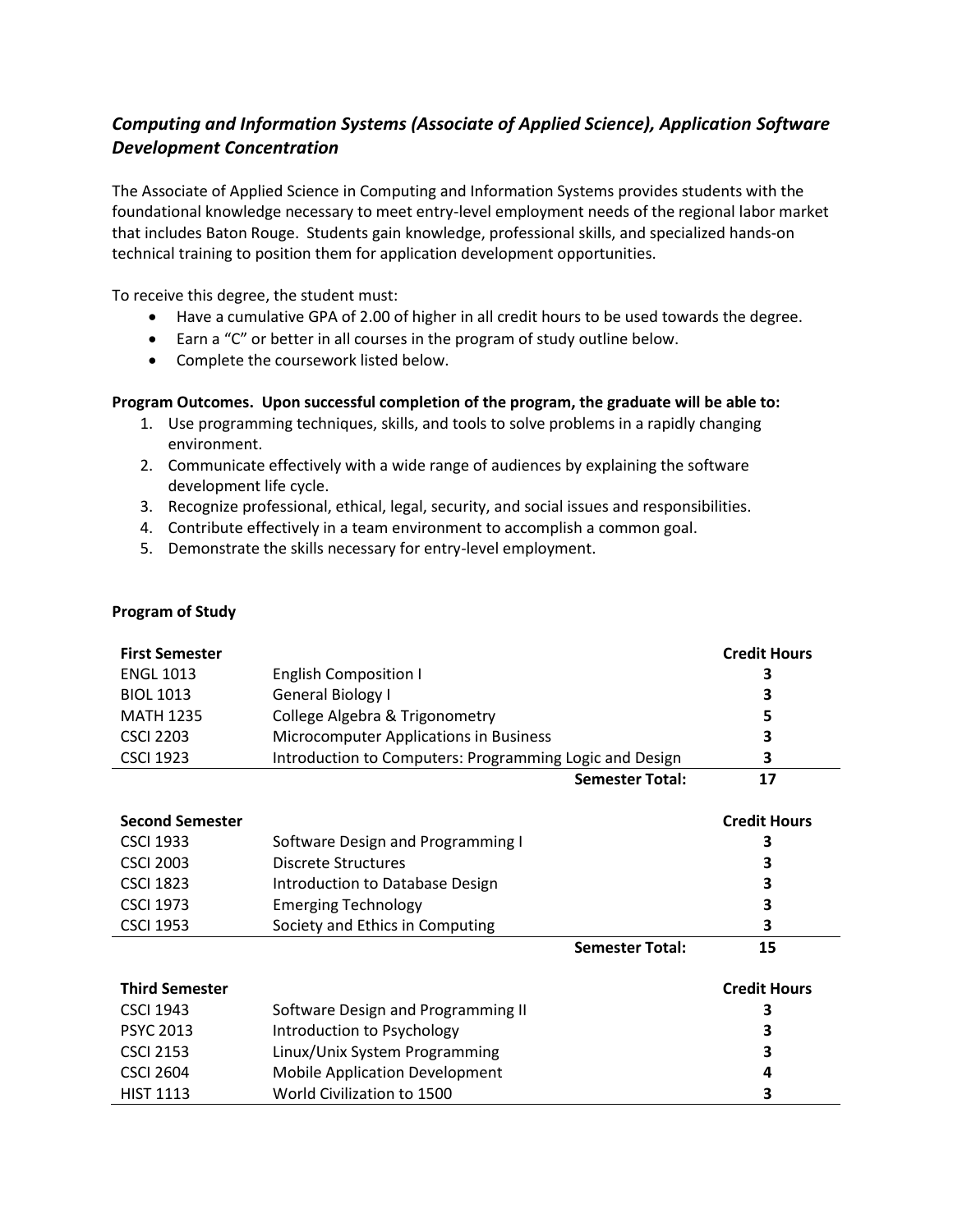## *Computing and Information Systems (Associate of Applied Science), Application Software Development Concentration*

The Associate of Applied Science in Computing and Information Systems provides students with the foundational knowledge necessary to meet entry-level employment needs of the regional labor market that includes Baton Rouge. Students gain knowledge, professional skills, and specialized hands-on technical training to position them for application development opportunities.

To receive this degree, the student must:

- Have a cumulative GPA of 2.00 of higher in all credit hours to be used towards the degree.
- Earn a "C" or better in all courses in the program of study outline below.
- Complete the coursework listed below.

**Program Outcomes. Upon successful completion of the program, the graduate will be able to:**

1. Use programming techniques, skills, and tools to solve problems in a rapidly changing environment.
2. Communicate effectively with a wide range of audiences by explaining the software development life cycle.
3. Recognize professional, ethical, legal, security, and social issues and responsibilities.
4. Contribute effectively in a team environment to accomplish a common goal.
5. Demonstrate the skills necessary for entry-level employment.

**Program of Study**

| **First Semester** | | **Credit Hours** |
|---|---|---|
| ENGL 1013 | English Composition I | 3 |
| BIOL 1013 | General Biology I | 3 |
| MATH 1235 | College Algebra & Trigonometry | 5 |
| CSCI 2203 | Microcomputer Applications in Business | 3 |
| CSCI 1923 | Introduction to Computers: Programming Logic and Design | 3 |
| | **Semester Total:** | **17** |

| **Second Semester** | | **Credit Hours** |
|---|---|---|
| CSCI 1933 | Software Design and Programming I | 3 |
| CSCI 2003 | Discrete Structures | 3 |
| CSCI 1823 | Introduction to Database Design | 3 |
| CSCI 1973 | Emerging Technology | 3 |
| CSCI 1953 | Society and Ethics in Computing | 3 |
| | **Semester Total:** | **15** |

| **Third Semester** | | **Credit Hours** |
|---|---|---|
| CSCI 1943 | Software Design and Programming II | 3 |
| PSYC 2013 | Introduction to Psychology | 3 |
| CSCI 2153 | Linux/Unix System Programming | 3 |
| CSCI 2604 | Mobile Application Development | 4 |
| HIST 1113 | World Civilization to 1500 | 3 |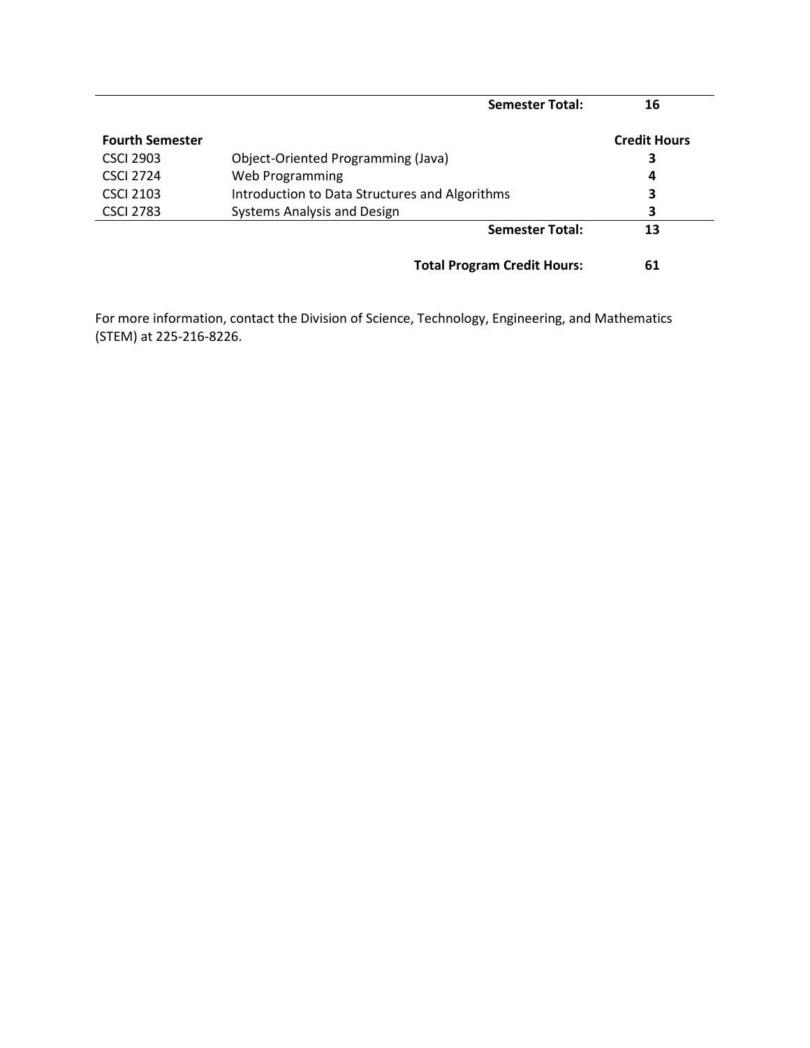| | | |
|---|---|---|
| | **Semester Total:** | **16** |
| **Fourth Semester** | | **Credit Hours** |
| CSCI 2903 | Object-Oriented Programming (Java) | **3** |
| CSCI 2724 | Web Programming | **4** |
| CSCI 2103 | Introduction to Data Structures and Algorithms | **3** |
| CSCI 2783 | Systems Analysis and Design | **3** |
| | **Semester Total:** | **13** |
| | **Total Program Credit Hours:** | **61** |

For more information, contact the Division of Science, Technology, Engineering, and Mathematics (STEM) at 225-216-8226.